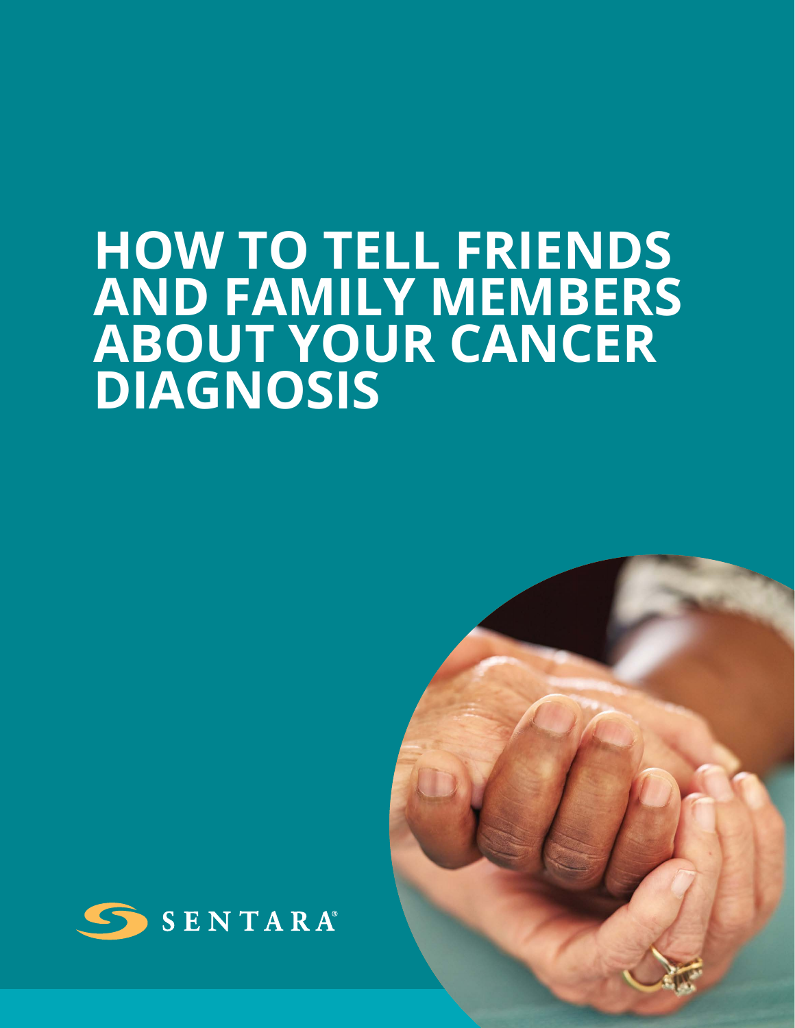# HOW TO TELL FRIENDS AND FAMILY MEMBERS ABOUT YOUR CANCER DIAGNOSIS

SENTARA®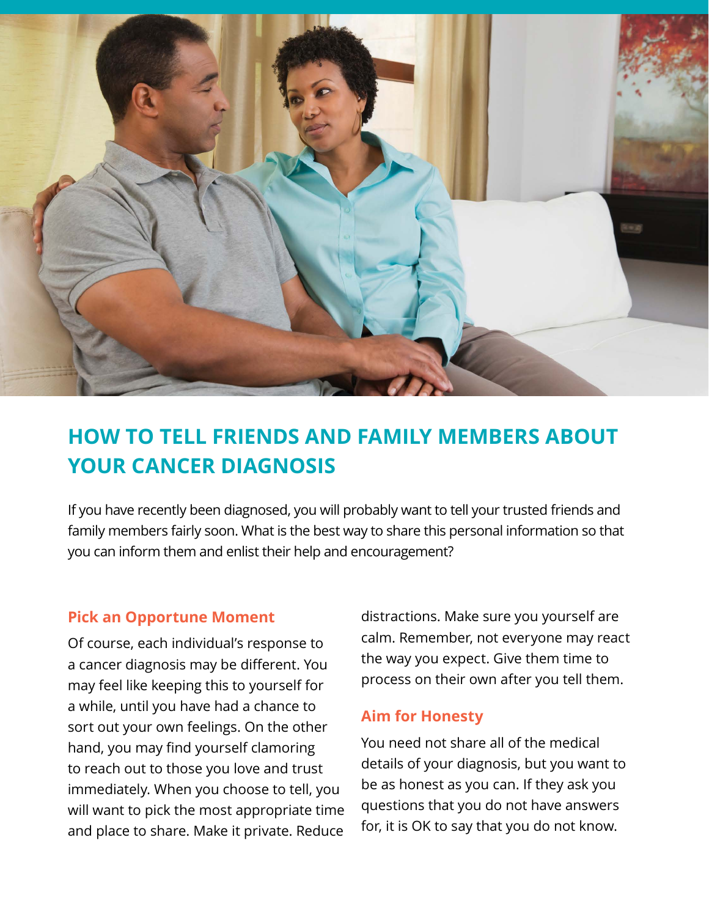# HOW TO TELL FRIENDS AND FAMILY MEMBERS ABOUT YOUR CANCER DIAGNOSIS

If you have recently been diagnosed, you will probably want to tell your trusted friends and family members fairly soon. What is the best way to share this personal information so that you can inform them and enlist their help and encouragement?

## Pick an Opportune Moment

Of course, each individual's response to a cancer diagnosis may be different. You may feel like keeping this to yourself for a while, until you have had a chance to sort out your own feelings. On the other hand, you may find yourself clamoring to reach out to those you love and trust immediately. When you choose to tell, you will want to pick the most appropriate time and place to share. Make it private. Reduce distractions. Make sure you yourself are calm. Remember, not everyone may react the way you expect. Give them time to process on their own after you tell them.

## Aim for Honesty

You need not share all of the medical details of your diagnosis, but you want to be as honest as you can. If they ask you questions that you do not have answers for, it is OK to say that you do not know.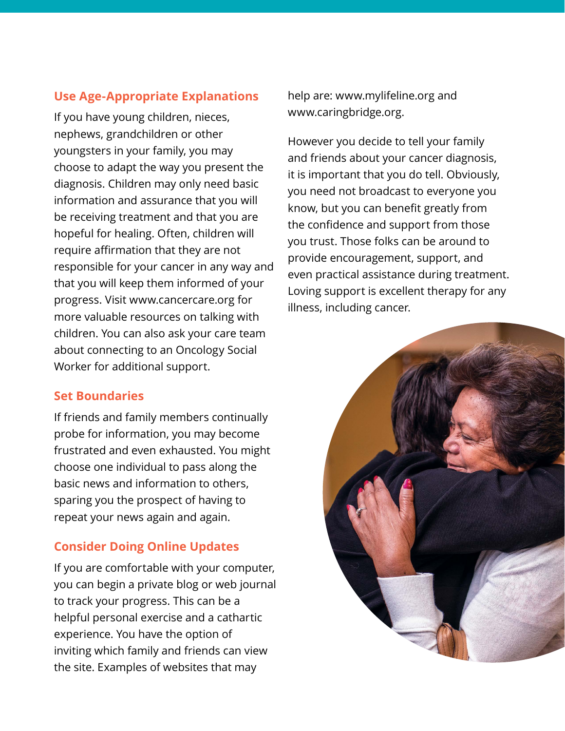### Use Age-Appropriate Explanations

If you have young children, nieces, nephews, grandchildren or other youngsters in your family, you may choose to adapt the way you present the diagnosis. Children may only need basic information and assurance that you will be receiving treatment and that you are hopeful for healing. Often, children will require affirmation that they are not responsible for your cancer in any way and that you will keep them informed of your progress. Visit www.cancercare.org for more valuable resources on talking with children. You can also ask your care team about connecting to an Oncology Social Worker for additional support.

### Set Boundaries

If friends and family members continually probe for information, you may become frustrated and even exhausted. You might choose one individual to pass along the basic news and information to others, sparing you the prospect of having to repeat your news again and again.

### Consider Doing Online Updates

If you are comfortable with your computer, you can begin a private blog or web journal to track your progress. This can be a helpful personal exercise and a cathartic experience. You have the option of inviting which family and friends can view the site. Examples of websites that may help are: www.mylifeline.org and www.caringbridge.org.

However you decide to tell your family and friends about your cancer diagnosis, it is important that you do tell. Obviously, you need not broadcast to everyone you know, but you can benefit greatly from the confidence and support from those you trust. Those folks can be around to provide encouragement, support, and even practical assistance during treatment. Loving support is excellent therapy for any illness, including cancer.